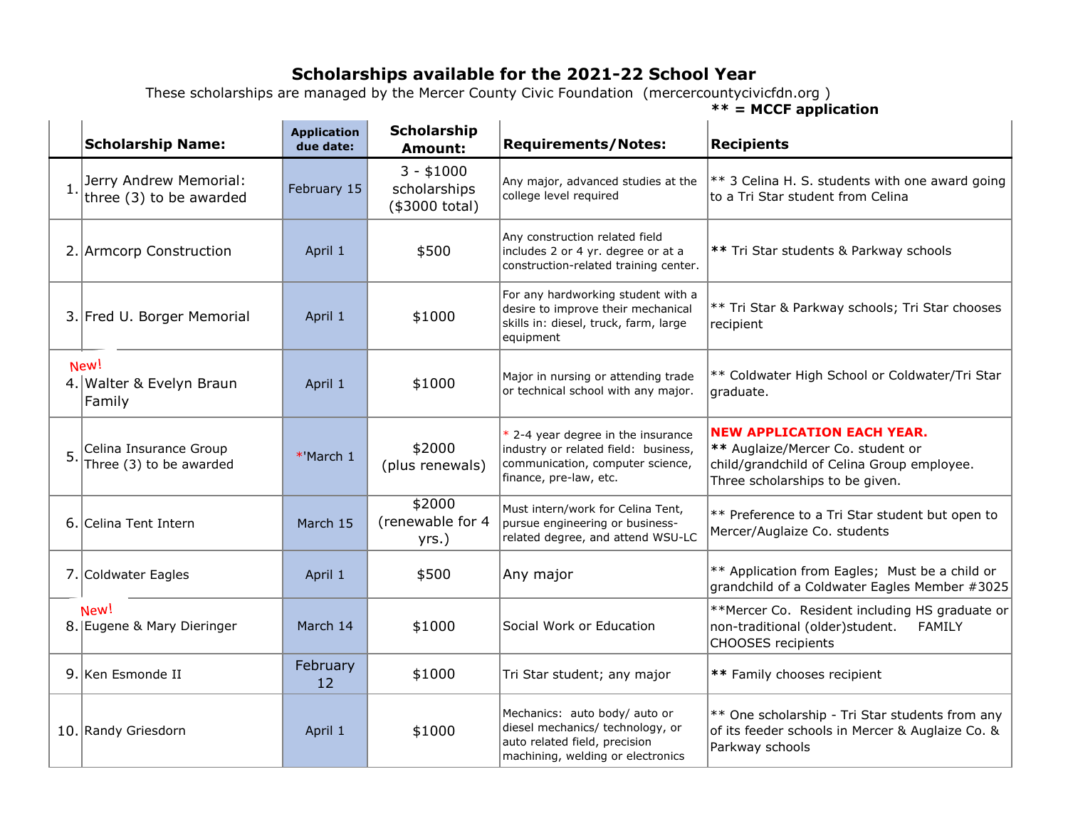# Scholarships available for the 2021-22 School Year

These scholarships are managed by the Mercer County Civic Foundation (mercercountycivicfdn.org )

**\*\* = MCCF application**

| | Scholarship Name: | Application due date: | Scholarship Amount: | Requirements/Notes: | Recipients |
|---|---|---|---|---|---|
| 1. | Jerry Andrew Memorial: three (3) to be awarded | February 15 | 3 - $1000 scholarships ($3000 total) | Any major, advanced studies at the college level required | ** 3 Celina H. S. students with one award going to a Tri Star student from Celina |
| 2. | Armcorp Construction | April 1 | $500 | Any construction related field includes 2 or 4 yr. degree or at a construction-related training center. | ** Tri Star students & Parkway schools |
| 3. | Fred U. Borger Memorial | April 1 | $1000 | For any hardworking student with a desire to improve their mechanical skills in: diesel, truck, farm, large equipment | ** Tri Star & Parkway schools; Tri Star chooses recipient |
| 4. | New! Walter & Evelyn Braun Family | April 1 | $1000 | Major in nursing or attending trade or technical school with any major. | ** Coldwater High School or Coldwater/Tri Star graduate. |
| 5. | Celina Insurance Group Three (3) to be awarded | *'March 1 | $2000 (plus renewals) | * 2-4 year degree in the insurance industry or related field: business, communication, computer science, finance, pre-law, etc. | NEW APPLICATION EACH YEAR. ** Auglaize/Mercer Co. student or child/grandchild of Celina Group employee. Three scholarships to be given. |
| 6. | Celina Tent Intern | March 15 | $2000 (renewable for 4 yrs.) | Must intern/work for Celina Tent, pursue engineering or business-related degree, and attend WSU-LC | ** Preference to a Tri Star student but open to Mercer/Auglaize Co. students |
| 7. | Coldwater Eagles | April 1 | $500 | Any major | ** Application from Eagles; Must be a child or grandchild of a Coldwater Eagles Member #3025 |
| 8. | New! Eugene & Mary Dieringer | March 14 | $1000 | Social Work or Education | **Mercer Co. Resident including HS graduate or non-traditional (older)student. FAMILY CHOOSES recipients |
| 9. | Ken Esmonde II | February 12 | $1000 | Tri Star student; any major | ** Family chooses recipient |
| 10. | Randy Griesdorn | April 1 | $1000 | Mechanics: auto body/ auto or diesel mechanics/ technology, or auto related field, precision machining, welding or electronics | ** One scholarship - Tri Star students from any of its feeder schools in Mercer & Auglaize Co. & Parkway schools |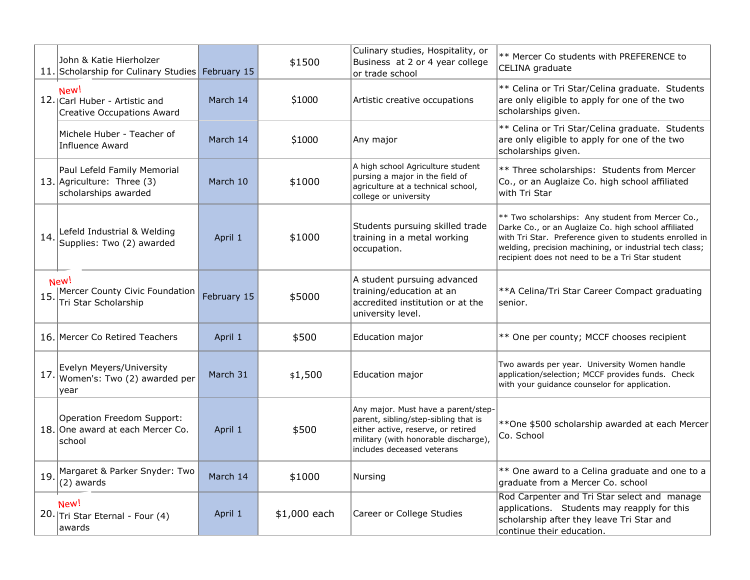| # | Scholarship | Deadline | Amount | Field of Study | Notes |
|---|---|---|---|---|---|
| 11. | John & Katie Hierholzer Scholarship for Culinary Studies | February 15 | $1500 | Culinary studies, Hospitality, or Business at 2 or 4 year college or trade school | ** Mercer Co students with PREFERENCE to CELINA graduate |
| 12. | New! Carl Huber - Artistic and Creative Occupations Award | March 14 | $1000 | Artistic creative occupations | ** Celina or Tri Star/Celina graduate. Students are only eligible to apply for one of the two scholarships given. |
| | Michele Huber - Teacher of Influence Award | March 14 | $1000 | Any major | ** Celina or Tri Star/Celina graduate. Students are only eligible to apply for one of the two scholarships given. |
| 13. | Paul Lefeld Family Memorial Agriculture: Three (3) scholarships awarded | March 10 | $1000 | A high school Agriculture student pursing a major in the field of agriculture at a technical school, college or university | ** Three scholarships: Students from Mercer Co., or an Auglaize Co. high school affiliated with Tri Star |
| 14. | Lefeld Industrial & Welding Supplies: Two (2) awarded | April 1 | $1000 | Students pursuing skilled trade training in a metal working occupation. | ** Two scholarships: Any student from Mercer Co., Darke Co., or an Auglaize Co. high school affiliated with Tri Star. Preference given to students enrolled in welding, precision machining, or industrial tech class; recipient does not need to be a Tri Star student |
| 15. | New! Mercer County Civic Foundation Tri Star Scholarship | February 15 | $5000 | A student pursuing advanced training/education at an accredited institution or at the university level. | **A Celina/Tri Star Career Compact graduating senior. |
| 16. | Mercer Co Retired Teachers | April 1 | $500 | Education major | ** One per county; MCCF chooses recipient |
| 17. | Evelyn Meyers/University Women's: Two (2) awarded per year | March 31 | $1,500 | Education major | Two awards per year. University Women handle application/selection; MCCF provides funds. Check with your guidance counselor for application. |
| 18. | Operation Freedom Support: One award at each Mercer Co. school | April 1 | $500 | Any major. Must have a parent/step-parent, sibling/step-sibling that is either active, reserve, or retired military (with honorable discharge), includes deceased veterans | **One $500 scholarship awarded at each Mercer Co. School |
| 19. | Margaret & Parker Snyder: Two (2) awards | March 14 | $1000 | Nursing | ** One award to a Celina graduate and one to a graduate from a Mercer Co. school |
| 20. | New! Tri Star Eternal - Four (4) awards | April 1 | $1,000 each | Career or College Studies | Rod Carpenter and Tri Star select and manage applications. Students may reapply for this scholarship after they leave Tri Star and continue their education. |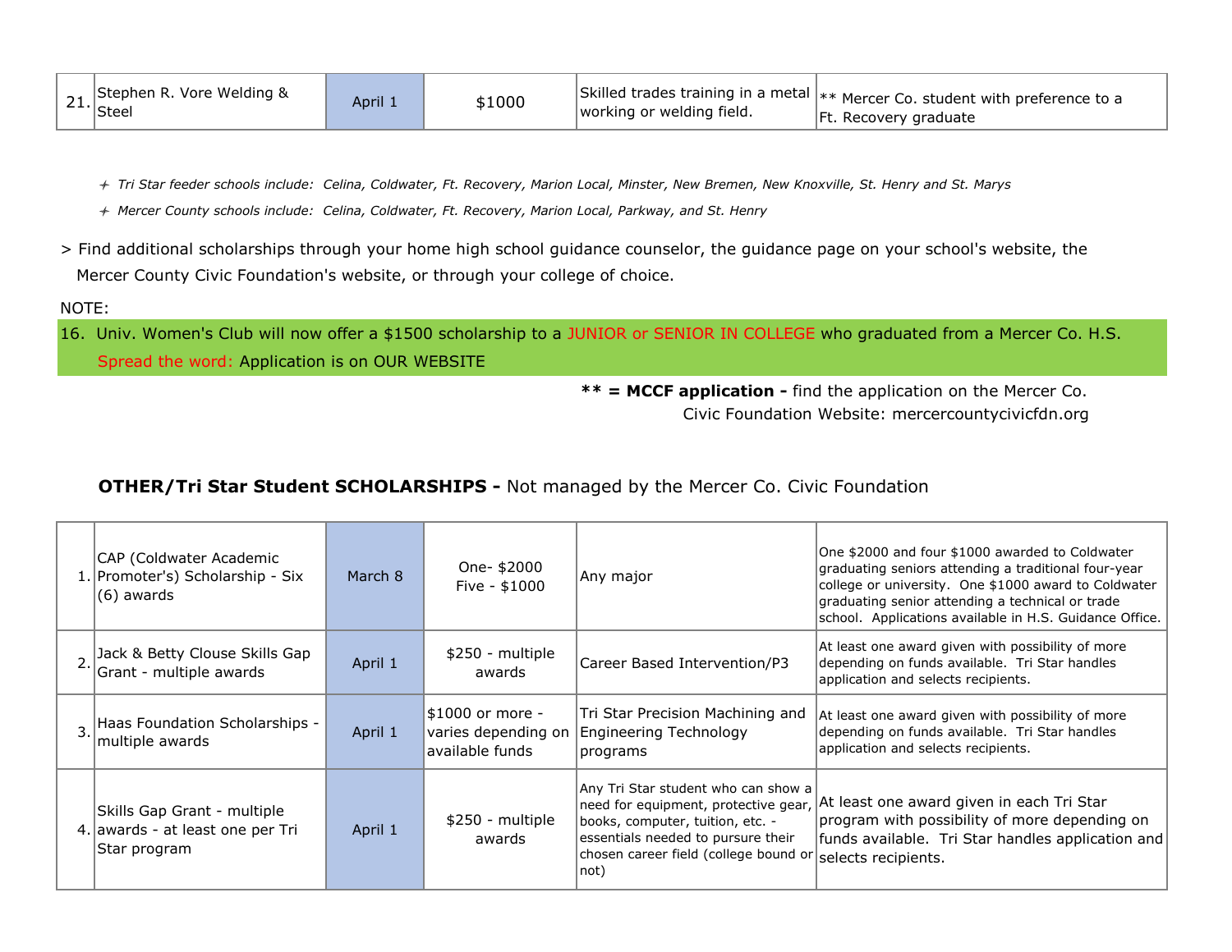| | | | | | |
|---|---|---|---|---|---|
| 21. | Stephen R. Vore Welding & Steel | April 1 | $1000 | Skilled trades training in a metal working or welding field. | ** Mercer Co. student with preference to a Ft. Recovery graduate |

- *Tri Star feeder schools include: Celina, Coldwater, Ft. Recovery, Marion Local, Minster, New Bremen, New Knoxville, St. Henry and St. Marys*
- *Mercer County schools include: Celina, Coldwater, Ft. Recovery, Marion Local, Parkway, and St. Henry*

> Find additional scholarships through your home high school guidance counselor, the guidance page on your school's website, the Mercer County Civic Foundation's website, or through your college of choice.

NOTE:

16. Univ. Women's Club will now offer a $1500 scholarship to a JUNIOR or SENIOR IN COLLEGE who graduated from a Mercer Co. H.S.
    Spread the word: Application is on OUR WEBSITE

**** = MCCF application -** find the application on the Mercer Co. Civic Foundation Website: mercercountycivicfdn.org

## OTHER/Tri Star Student SCHOLARSHIPS - Not managed by the Mercer Co. Civic Foundation

| | | | | | |
|---|---|---|---|---|---|
| 1. | CAP (Coldwater Academic Promoter's) Scholarship - Six (6) awards | March 8 | One- $2000<br>Five - $1000 | Any major | One $2000 and four $1000 awarded to Coldwater graduating seniors attending a traditional four-year college or university. One $1000 award to Coldwater graduating senior attending a technical or trade school. Applications available in H.S. Guidance Office. |
| 2. | Jack & Betty Clouse Skills Gap Grant - multiple awards | April 1 | $250 - multiple awards | Career Based Intervention/P3 | At least one award given with possibility of more depending on funds available. Tri Star handles application and selects recipients. |
| 3. | Haas Foundation Scholarships - multiple awards | April 1 | $1000 or more - varies depending on available funds | Tri Star Precision Machining and Engineering Technology programs | At least one award given with possibility of more depending on funds available. Tri Star handles application and selects recipients. |
| 4. | Skills Gap Grant - multiple awards - at least one per Tri Star program | April 1 | $250 - multiple awards | Any Tri Star student who can show a need for equipment, protective gear, books, computer, tuition, etc. - essentials needed to pursure their chosen career field (college bound or not) | At least one award given in each Tri Star program with possibility of more depending on funds available. Tri Star handles application and selects recipients. |